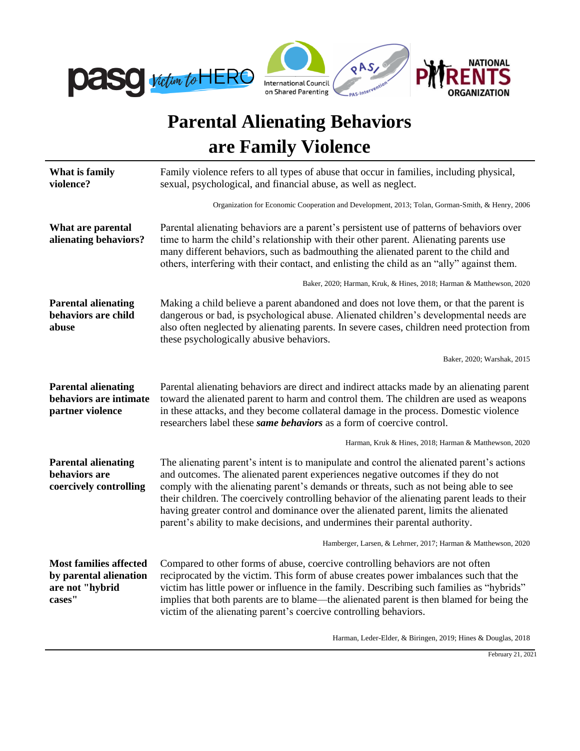# Parental Alienating Behaviors are Family Violence

| | |
|---|---|
| **What is family violence?** | Family violence refers to all types of abuse that occur in families, including physical, sexual, psychological, and financial abuse, as well as neglect.<br><br>Organization for Economic Cooperation and Development, 2013; Tolan, Gorman-Smith, & Henry, 2006 |
| **What are parental alienating behaviors?** | Parental alienating behaviors are a parent's persistent use of patterns of behaviors over time to harm the child's relationship with their other parent. Alienating parents use many different behaviors, such as badmouthing the alienated parent to the child and others, interfering with their contact, and enlisting the child as an "ally" against them.<br><br>Baker, 2020; Harman, Kruk, & Hines, 2018; Harman & Matthewson, 2020 |
| **Parental alienating behaviors are child abuse** | Making a child believe a parent abandoned and does not love them, or that the parent is dangerous or bad, is psychological abuse. Alienated children's developmental needs are also often neglected by alienating parents. In severe cases, children need protection from these psychologically abusive behaviors.<br><br>Baker, 2020; Warshak, 2015 |
| **Parental alienating behaviors are intimate partner violence** | Parental alienating behaviors are direct and indirect attacks made by an alienating parent toward the alienated parent to harm and control them. The children are used as weapons in these attacks, and they become collateral damage in the process. Domestic violence researchers label these ***same behaviors*** as a form of coercive control.<br><br>Harman, Kruk & Hines, 2018; Harman & Matthewson, 2020 |
| **Parental alienating behaviors are coercively controlling** | The alienating parent's intent is to manipulate and control the alienated parent's actions and outcomes. The alienated parent experiences negative outcomes if they do not comply with the alienating parent's demands or threats, such as not being able to see their children. The coercively controlling behavior of the alienating parent leads to their having greater control and dominance over the alienated parent, limits the alienated parent's ability to make decisions, and undermines their parental authority.<br><br>Hamberger, Larsen, & Lehrner, 2017; Harman & Matthewson, 2020 |
| **Most families affected by parental alienation are not "hybrid cases"** | Compared to other forms of abuse, coercive controlling behaviors are not often reciprocated by the victim. This form of abuse creates power imbalances such that the victim has little power or influence in the family. Describing such families as "hybrids" implies that both parents are to blame—the alienated parent is then blamed for being the victim of the alienating parent's coercive controlling behaviors.<br><br>Harman, Leder-Elder, & Biringen, 2019; Hines & Douglas, 2018 |

February 21, 2021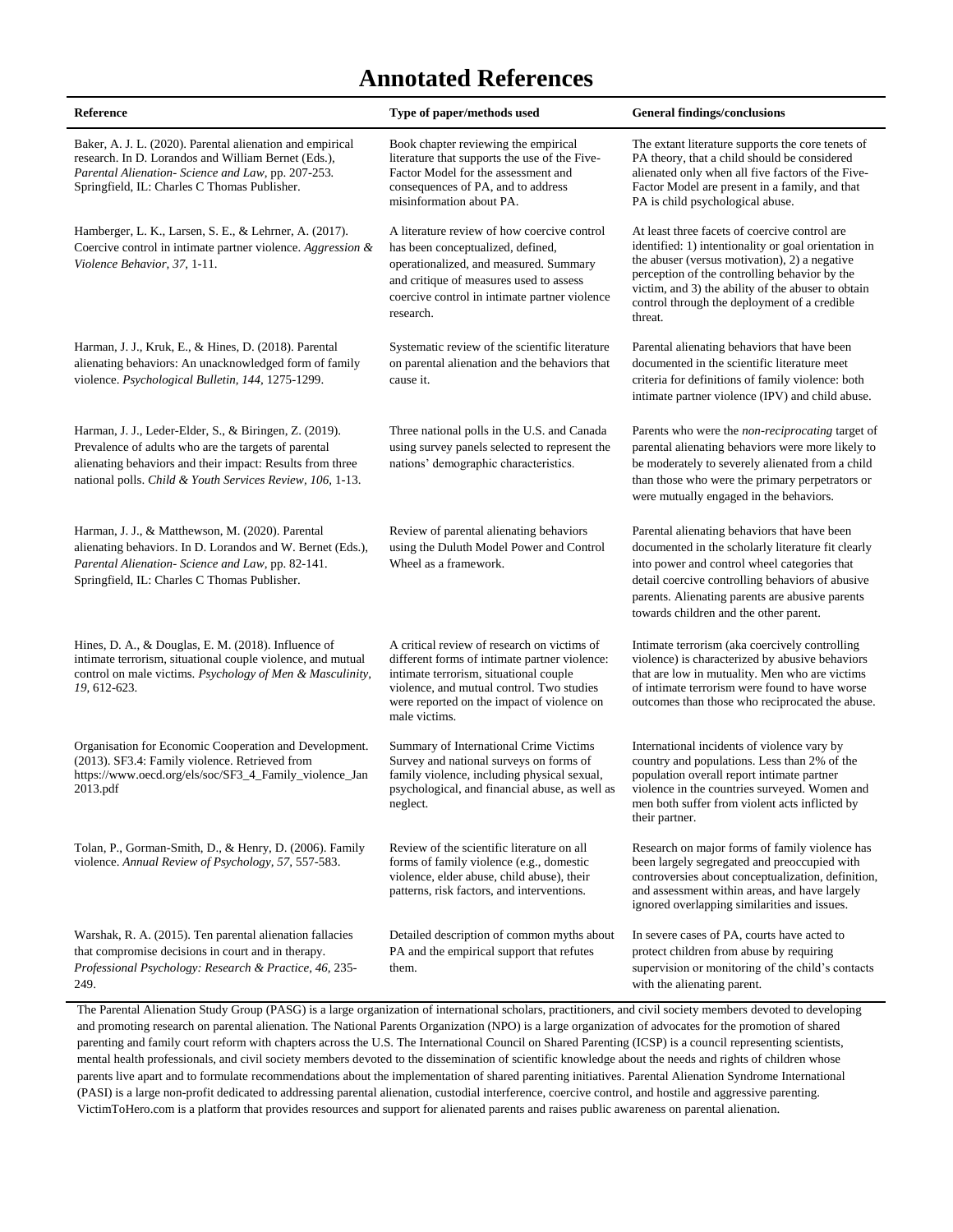# Annotated References

| Reference | Type of paper/methods used | General findings/conclusions |
|---|---|---|
| Baker, A. J. L. (2020). Parental alienation and empirical research. In D. Lorandos and William Bernet (Eds.), *Parental Alienation- Science and Law*, pp. 207-253. Springfield, IL: Charles C Thomas Publisher. | Book chapter reviewing the empirical literature that supports the use of the Five-Factor Model for the assessment and consequences of PA, and to address misinformation about PA. | The extant literature supports the core tenets of PA theory, that a child should be considered alienated only when all five factors of the Five-Factor Model are present in a family, and that PA is child psychological abuse. |
| Hamberger, L. K., Larsen, S. E., & Lehrner, A. (2017). Coercive control in intimate partner violence. *Aggression & Violence Behavior, 37*, 1-11. | A literature review of how coercive control has been conceptualized, defined, operationalized, and measured. Summary and critique of measures used to assess coercive control in intimate partner violence research. | At least three facets of coercive control are identified: 1) intentionality or goal orientation in the abuser (versus motivation), 2) a negative perception of the controlling behavior by the victim, and 3) the ability of the abuser to obtain control through the deployment of a credible threat. |
| Harman, J. J., Kruk, E., & Hines, D. (2018). Parental alienating behaviors: An unacknowledged form of family violence. *Psychological Bulletin, 144*, 1275-1299. | Systematic review of the scientific literature on parental alienation and the behaviors that cause it. | Parental alienating behaviors that have been documented in the scientific literature meet criteria for definitions of family violence: both intimate partner violence (IPV) and child abuse. |
| Harman, J. J., Leder-Elder, S., & Biringen, Z. (2019). Prevalence of adults who are the targets of parental alienating behaviors and their impact: Results from three national polls. *Child & Youth Services Review, 106*, 1-13. | Three national polls in the U.S. and Canada using survey panels selected to represent the nations' demographic characteristics. | Parents who were the *non-reciprocating* target of parental alienating behaviors were more likely to be moderately to severely alienated from a child than those who were the primary perpetrators or were mutually engaged in the behaviors. |
| Harman, J. J., & Matthewson, M. (2020). Parental alienating behaviors. In D. Lorandos and W. Bernet (Eds.), *Parental Alienation- Science and Law*, pp. 82-141. Springfield, IL: Charles C Thomas Publisher. | Review of parental alienating behaviors using the Duluth Model Power and Control Wheel as a framework. | Parental alienating behaviors that have been documented in the scholarly literature fit clearly into power and control wheel categories that detail coercive controlling behaviors of abusive parents. Alienating parents are abusive parents towards children and the other parent. |
| Hines, D. A., & Douglas, E. M. (2018). Influence of intimate terrorism, situational couple violence, and mutual control on male victims. *Psychology of Men & Masculinity, 19*, 612-623. | A critical review of research on victims of different forms of intimate partner violence: intimate terrorism, situational couple violence, and mutual control. Two studies were reported on the impact of violence on male victims. | Intimate terrorism (aka coercively controlling violence) is characterized by abusive behaviors that are low in mutuality. Men who are victims of intimate terrorism were found to have worse outcomes than those who reciprocated the abuse. |
| Organisation for Economic Cooperation and Development. (2013). SF3.4: Family violence. Retrieved from https://www.oecd.org/els/soc/SF3_4_Family_violence_Jan 2013.pdf | Summary of International Crime Victims Survey and national surveys on forms of family violence, including physical sexual, psychological, and financial abuse, as well as neglect. | International incidents of violence vary by country and populations. Less than 2% of the population overall report intimate partner violence in the countries surveyed. Women and men both suffer from violent acts inflicted by their partner. |
| Tolan, P., Gorman-Smith, D., & Henry, D. (2006). Family violence. *Annual Review of Psychology, 57*, 557-583. | Review of the scientific literature on all forms of family violence (e.g., domestic violence, elder abuse, child abuse), their patterns, risk factors, and interventions. | Research on major forms of family violence has been largely segregated and preoccupied with controversies about conceptualization, definition, and assessment within areas, and have largely ignored overlapping similarities and issues. |
| Warshak, R. A. (2015). Ten parental alienation fallacies that compromise decisions in court and in therapy. *Professional Psychology: Research & Practice, 46*, 235-249. | Detailed description of common myths about PA and the empirical support that refutes them. | In severe cases of PA, courts have acted to protect children from abuse by requiring supervision or monitoring of the child's contacts with the alienating parent. |

The Parental Alienation Study Group (PASG) is a large organization of international scholars, practitioners, and civil society members devoted to developing and promoting research on parental alienation. The National Parents Organization (NPO) is a large organization of advocates for the promotion of shared parenting and family court reform with chapters across the U.S. The International Council on Shared Parenting (ICSP) is a council representing scientists, mental health professionals, and civil society members devoted to the dissemination of scientific knowledge about the needs and rights of children whose parents live apart and to formulate recommendations about the implementation of shared parenting initiatives. Parental Alienation Syndrome International (PASI) is a large non-profit dedicated to addressing parental alienation, custodial interference, coercive control, and hostile and aggressive parenting. VictimToHero.com is a platform that provides resources and support for alienated parents and raises public awareness on parental alienation.